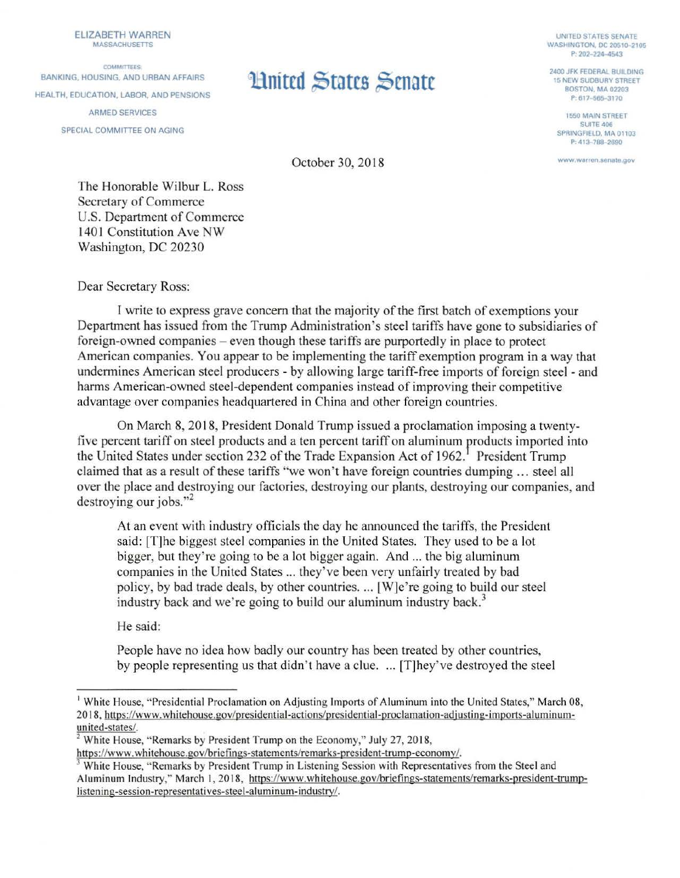ELIZABETH WARREN
MASSACHUSETTS

COMMITTEES:
BANKING, HOUSING, AND URBAN AFFAIRS
HEALTH, EDUCATION, LABOR, AND PENSIONS
ARMED SERVICES
SPECIAL COMMITTEE ON AGING

# United States Senate

UNITED STATES SENATE
WASHINGTON, DC 20510–2105
P: 202–224–4543

2400 JFK FEDERAL BUILDING
15 NEW SUDBURY STREET
BOSTON, MA 02203
P: 617–565–3170

1550 MAIN STREET
SUITE 406
SPRINGFIELD, MA 01103
P: 413–788–2690

www.warren.senate.gov

October 30, 2018

The Honorable Wilbur L. Ross
Secretary of Commerce
U.S. Department of Commerce
1401 Constitution Ave NW
Washington, DC 20230

Dear Secretary Ross:

I write to express grave concern that the majority of the first batch of exemptions your Department has issued from the Trump Administration's steel tariffs have gone to subsidiaries of foreign-owned companies – even though these tariffs are purportedly in place to protect American companies. You appear to be implementing the tariff exemption program in a way that undermines American steel producers - by allowing large tariff-free imports of foreign steel - and harms American-owned steel-dependent companies instead of improving their competitive advantage over companies headquartered in China and other foreign countries.

On March 8, 2018, President Donald Trump issued a proclamation imposing a twenty-five percent tariff on steel products and a ten percent tariff on aluminum products imported into the United States under section 232 of the Trade Expansion Act of 1962.[1] President Trump claimed that as a result of these tariffs "we won't have foreign countries dumping ... steel all over the place and destroying our factories, destroying our plants, destroying our companies, and destroying our jobs."[2]

> At an event with industry officials the day he announced the tariffs, the President said: [T]he biggest steel companies in the United States. They used to be a lot bigger, but they're going to be a lot bigger again. And ... the big aluminum companies in the United States ... they've been very unfairly treated by bad policy, by bad trade deals, by other countries. ... [W]e're going to build our steel industry back and we're going to build our aluminum industry back.[3]

He said:

> People have no idea how badly our country has been treated by other countries, by people representing us that didn't have a clue. ... [T]hey've destroyed the steel

---

[1] White House, "Presidential Proclamation on Adjusting Imports of Aluminum into the United States," March 08, 2018, https://www.whitehouse.gov/presidential-actions/presidential-proclamation-adjusting-imports-aluminum-united-states/.
[2] White House, "Remarks by President Trump on the Economy," July 27, 2018, https://www.whitehouse.gov/briefings-statements/remarks-president-trump-economy/.
[3] White House, "Remarks by President Trump in Listening Session with Representatives from the Steel and Aluminum Industry," March 1, 2018, https://www.whitehouse.gov/briefings-statements/remarks-president-trump-listening-session-representatives-steel-aluminum-industry/.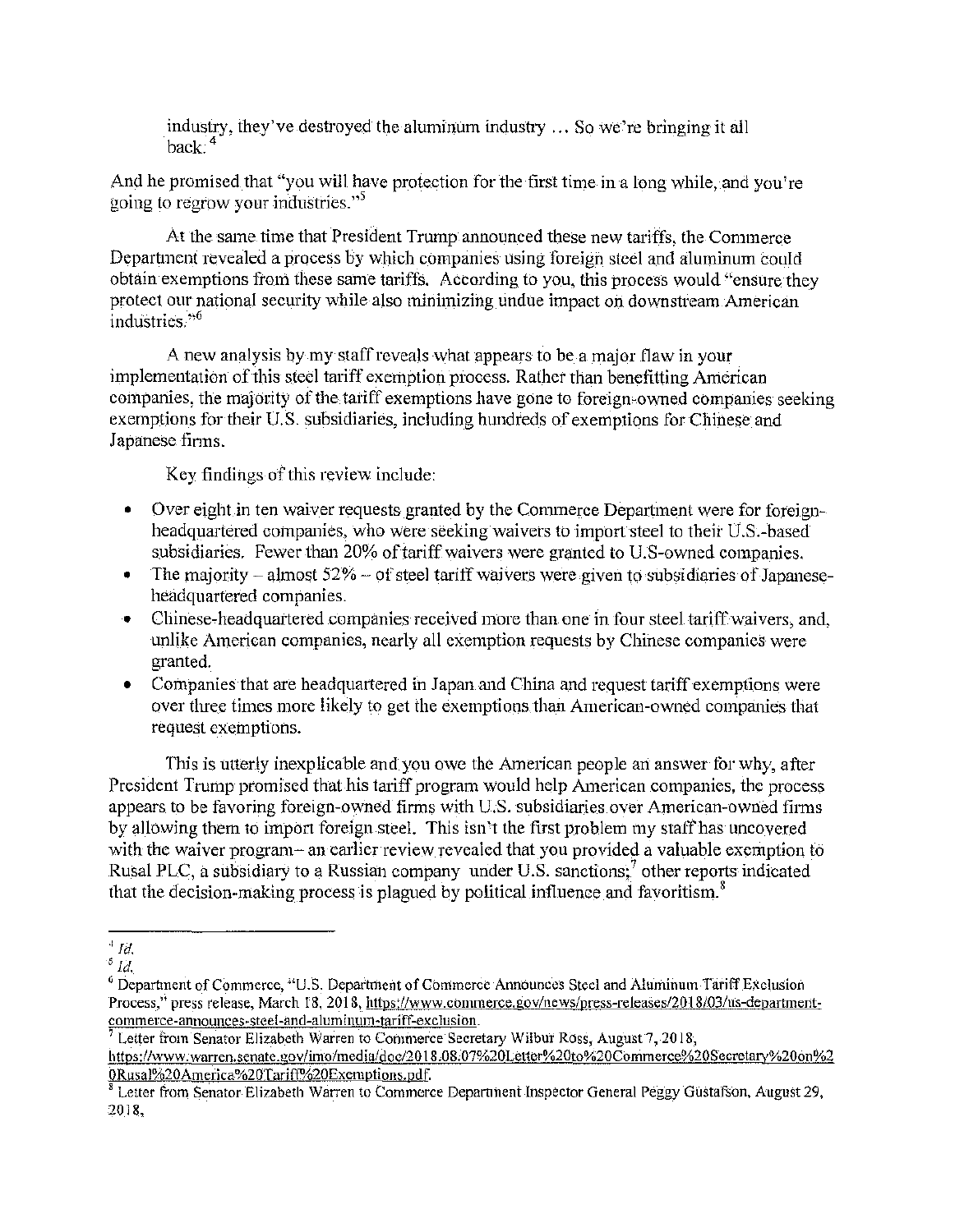industry, they've destroyed the aluminum industry ... So we're bringing it all back.[4]

And he promised that "you will have protection for the first time in a long while, and you're going to regrow your industries."[5]

At the same time that President Trump announced these new tariffs, the Commerce Department revealed a process by which companies using foreign steel and aluminum could obtain exemptions from these same tariffs. According to you, this process would "ensure they protect our national security while also minimizing undue impact on downstream American industries."[6]

A new analysis by my staff reveals what appears to be a major flaw in your implementation of this steel tariff exemption process. Rather than benefitting American companies, the majority of the tariff exemptions have gone to foreign-owned companies seeking exemptions for their U.S. subsidiaries, including hundreds of exemptions for Chinese and Japanese firms.

Key findings of this review include:

- Over eight in ten waiver requests granted by the Commerce Department were for foreign-headquartered companies, who were seeking waivers to import steel to their U.S.-based subsidiaries. Fewer than 20% of tariff waivers were granted to U.S-owned companies.
- The majority – almost 52% – of steel tariff waivers were given to subsidiaries of Japanese-headquartered companies.
- Chinese-headquartered companies received more than one in four steel tariff waivers, and, unlike American companies, nearly all exemption requests by Chinese companies were granted.
- Companies that are headquartered in Japan and China and request tariff exemptions were over three times more likely to get the exemptions than American-owned companies that request exemptions.

This is utterly inexplicable and you owe the American people an answer for why, after President Trump promised that his tariff program would help American companies, the process appears to be favoring foreign-owned firms with U.S. subsidiaries over American-owned firms by allowing them to import foreign steel. This isn't the first problem my staff has uncovered with the waiver program– an earlier review revealed that you provided a valuable exemption to Rusal PLC, a subsidiary to a Russian company under U.S. sanctions;[7] other reports indicated that the decision-making process is plagued by political influence and favoritism.[8]

---

[4] *Id.*

[5] *Id.*

[6] Department of Commerce, "U.S. Department of Commerce Announces Steel and Aluminum Tariff Exclusion Process," press release, March 18, 2018, https://www.commerce.gov/news/press-releases/2018/03/us-department-commerce-announces-steel-and-aluminum-tariff-exclusion.

[7] Letter from Senator Elizabeth Warren to Commerce Secretary Wilbur Ross, August 7, 2018, https://www.warren.senate.gov/imo/media/doc/2018.08.07%20Letter%20to%20Commerce%20Secretary%20on%20Rusal%20America%20Tariff%20Exemptions.pdf.

[8] Letter from Senator Elizabeth Warren to Commerce Department Inspector General Peggy Gustafson, August 29, 2018,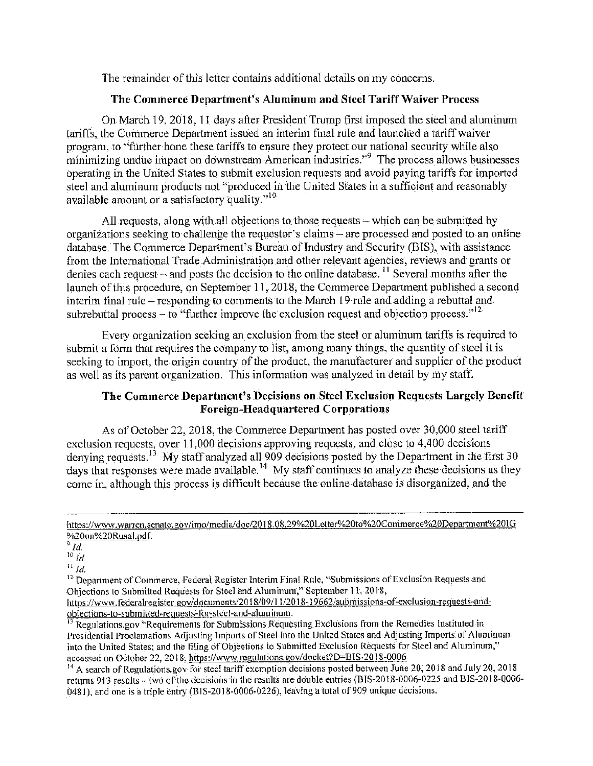The remainder of this letter contains additional details on my concerns.

## The Commerce Department's Aluminum and Steel Tariff Waiver Process

On March 19, 2018, 11 days after President Trump first imposed the steel and aluminum tariffs, the Commerce Department issued an interim final rule and launched a tariff waiver program, to "further hone these tariffs to ensure they protect our national security while also minimizing undue impact on downstream American industries."[9] The process allows businesses operating in the United States to submit exclusion requests and avoid paying tariffs for imported steel and aluminum products not "produced in the United States in a sufficient and reasonably available amount or a satisfactory quality."[10]

All requests, along with all objections to those requests – which can be submitted by organizations seeking to challenge the requestor's claims – are processed and posted to an online database. The Commerce Department's Bureau of Industry and Security (BIS), with assistance from the International Trade Administration and other relevant agencies, reviews and grants or denies each request – and posts the decision to the online database.[11] Several months after the launch of this procedure, on September 11, 2018, the Commerce Department published a second interim final rule – responding to comments to the March 19 rule and adding a rebuttal and subrebuttal process – to "further improve the exclusion request and objection process."[12]

Every organization seeking an exclusion from the steel or aluminum tariffs is required to submit a form that requires the company to list, among many things, the quantity of steel it is seeking to import, the origin country of the product, the manufacturer and supplier of the product as well as its parent organization. This information was analyzed in detail by my staff.

## The Commerce Department's Decisions on Steel Exclusion Requests Largely Benefit Foreign-Headquartered Corporations

As of October 22, 2018, the Commerce Department has posted over 30,000 steel tariff exclusion requests, over 11,000 decisions approving requests, and close to 4,400 decisions denying requests.[13] My staff analyzed all 909 decisions posted by the Department in the first 30 days that responses were made available.[14] My staff continues to analyze these decisions as they come in, although this process is difficult because the online database is disorganized, and the

---

https://www.warren.senate.gov/imo/media/doc/2018.08.29%20Letter%20to%20Commerce%20Department%20IG%20on%20Rusal.pdf.

[9] *Id.*

[10] *Id.*

[11] *Id.*

[12] Department of Commerce, Federal Register Interim Final Rule, "Submissions of Exclusion Requests and Objections to Submitted Requests for Steel and Aluminum," September 11, 2018, https://www.federalregister.gov/documents/2018/09/11/2018-19662/submissions-of-exclusion-requests-and-objections-to-submitted-requests-for-steel-and-aluminum.

[13] Regulations.gov "Requirements for Submissions Requesting Exclusions from the Remedies Instituted in Presidential Proclamations Adjusting Imports of Steel into the United States and Adjusting Imports of Aluminum into the United States; and the filing of Objections to Submitted Exclusion Requests for Steel and Aluminum," accessed on October 22, 2018, https://www.regulations.gov/docket?D=BIS-2018-0006

[14] A search of Regulations.gov for steel tariff exemption decisions posted between June 20, 2018 and July 20, 2018 returns 913 results – two of the decisions in the results are double entries (BIS-2018-0006-0225 and BIS-2018-0006-0481), and one is a triple entry (BIS-2018-0006-0226), leaving a total of 909 unique decisions.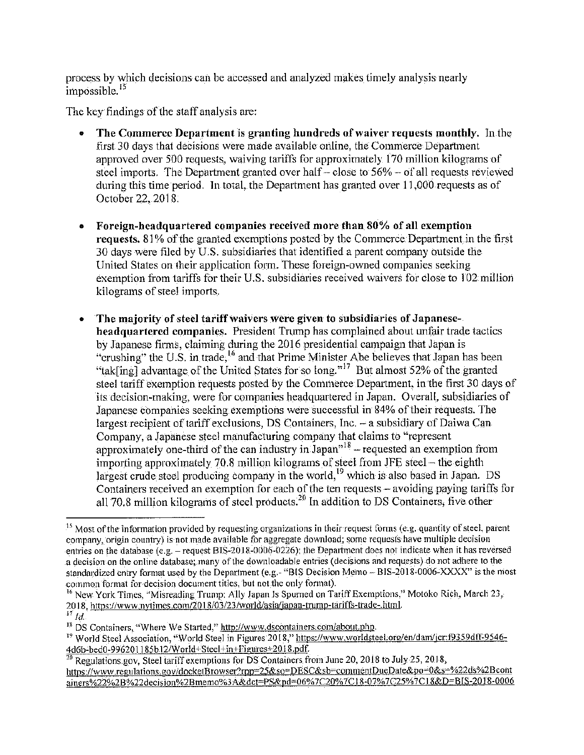process by which decisions can be accessed and analyzed makes timely analysis nearly impossible.[15]

The key findings of the staff analysis are:

- **The Commerce Department is granting hundreds of waiver requests monthly.** In the first 30 days that decisions were made available online, the Commerce Department approved over 500 requests, waiving tariffs for approximately 170 million kilograms of steel imports. The Department granted over half – close to 56% – of all requests reviewed during this time period. In total, the Department has granted over 11,000 requests as of October 22, 2018.

- **Foreign-headquartered companies received more than 80% of all exemption requests.** 81% of the granted exemptions posted by the Commerce Department in the first 30 days were filed by U.S. subsidiaries that identified a parent company outside the United States on their application form. These foreign-owned companies seeking exemption from tariffs for their U.S. subsidiaries received waivers for close to 102 million kilograms of steel imports.

- **The majority of steel tariff waivers were given to subsidiaries of Japanese-headquartered companies.** President Trump has complained about unfair trade tactics by Japanese firms, claiming during the 2016 presidential campaign that Japan is "crushing" the U.S. in trade,[16] and that Prime Minister Abe believes that Japan has been "tak[ing] advantage of the United States for so long."[17] But almost 52% of the granted steel tariff exemption requests posted by the Commerce Department, in the first 30 days of its decision-making, were for companies headquartered in Japan. Overall, subsidiaries of Japanese companies seeking exemptions were successful in 84% of their requests. The largest recipient of tariff exclusions, DS Containers, Inc. – a subsidiary of Daiwa Can Company, a Japanese steel manufacturing company that claims to "represent approximately one-third of the can industry in Japan"[18] – requested an exemption from importing approximately 70.8 million kilograms of steel from JFE steel – the eighth largest crude steel producing company in the world,[19] which is also based in Japan. DS Containers received an exemption for each of the ten requests – avoiding paying tariffs for all 70.8 million kilograms of steel products.[20] In addition to DS Containers, five other

---

[15] Most of the information provided by requesting organizations in their request forms (e.g. quantity of steel, parent company, origin country) is not made available for aggregate download; some requests have multiple decision entries on the database (e.g. – request BIS-2018-0006-0226); the Department does not indicate when it has reversed a decision on the online database; many of the downloadable entries (decisions and requests) do not adhere to the standardized entry format used by the Department (e.g.- "BIS Decision Memo – BIS-2018-0006-XXXX" is the most common format for decision document titles, but not the only format).

[16] New York Times, "Misreading Trump: Ally Japan Is Spurned on Tariff Exemptions," Motoko Rich, March 23, 2018, https://www.nytimes.com/2018/03/23/world/asia/japan-trump-tariffs-trade-.html.

[17] *Id.*

[18] DS Containers, "Where We Started," http://www.dscontainers.com/about.php.

[19] World Steel Association, "World Steel in Figures 2018," https://www.worldsteel.org/en/dam/jcr:f9359dff-9546-4d6b-bed0-996201185b12/World+Steel+in+Figures+2018.pdf.

[20] Regulations.gov, Steel tariff exemptions for DS Containers from June 20, 2018 to July 25, 2018, https://www.regulations.gov/docketBrowser?rpp=25&so=DESC&sb=commentDueDate&po=0&s=%22ds%2Bcontainers%22%2B%22decision%2Bmemo%3A&dct=PS&pd=06%7C20%7C18-07%7C25%7C18&D=BIS-2018-0006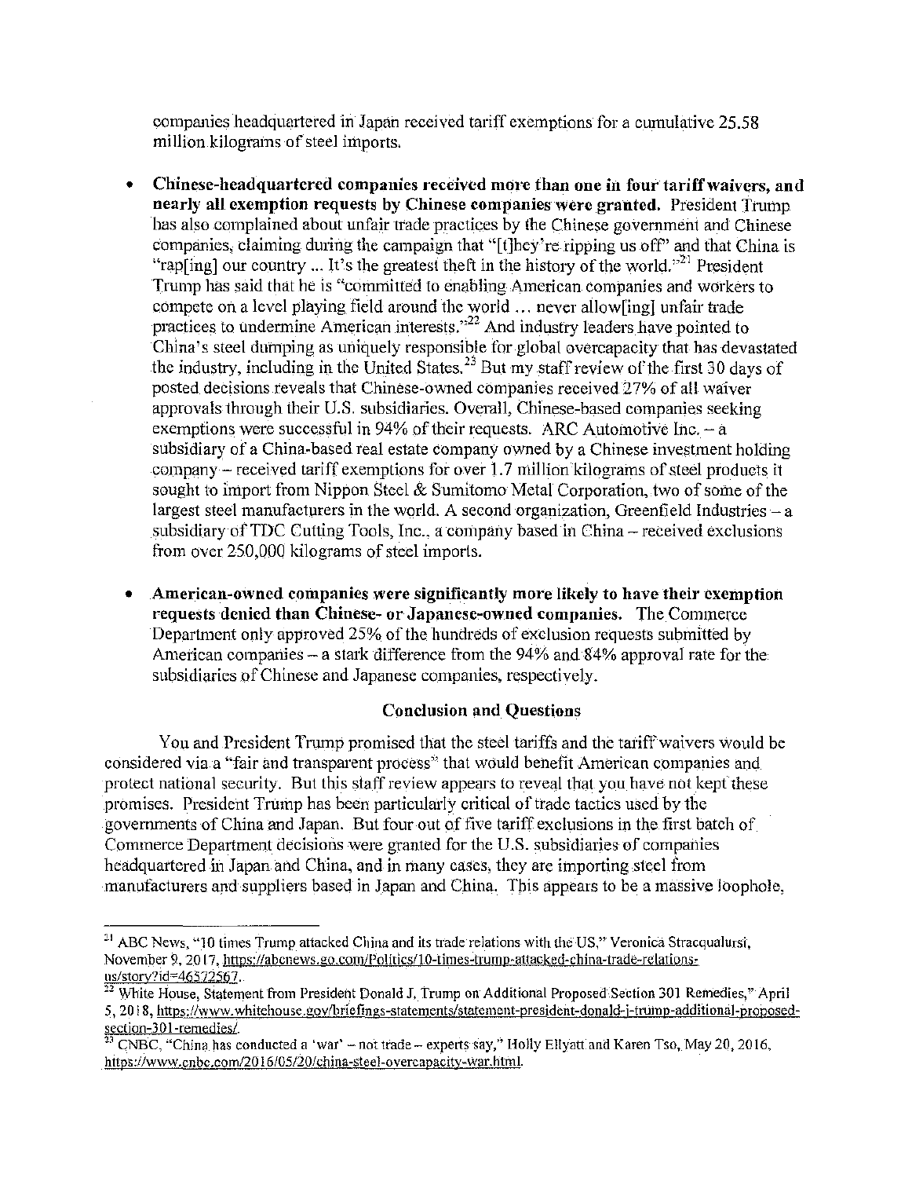companies headquartered in Japan received tariff exemptions for a cumulative 25.58 million kilograms of steel imports.

- **Chinese-headquartered companies received more than one in four tariff waivers, and nearly all exemption requests by Chinese companies were granted.** President Trump has also complained about unfair trade practices by the Chinese government and Chinese companies, claiming during the campaign that "[t]hey're ripping us off" and that China is "rap[ing] our country ... It's the greatest theft in the history of the world."[21] President Trump has said that he is "committed to enabling American companies and workers to compete on a level playing field around the world ... never allow[ing] unfair trade practices to undermine American interests."[22] And industry leaders have pointed to China's steel dumping as uniquely responsible for global overcapacity that has devastated the industry, including in the United States.[23] But my staff review of the first 30 days of posted decisions reveals that Chinese-owned companies received 27% of all waiver approvals through their U.S. subsidiaries. Overall, Chinese-based companies seeking exemptions were successful in 94% of their requests. ARC Automotive Inc. – a subsidiary of a China-based real estate company owned by a Chinese investment holding company – received tariff exemptions for over 1.7 million kilograms of steel products it sought to import from Nippon Steel & Sumitomo Metal Corporation, two of some of the largest steel manufacturers in the world. A second organization, Greenfield Industries – a subsidiary of TDC Cutting Tools, Inc., a company based in China – received exclusions from over 250,000 kilograms of steel imports.

- **American-owned companies were significantly more likely to have their exemption requests denied than Chinese- or Japanese-owned companies.** The Commerce Department only approved 25% of the hundreds of exclusion requests submitted by American companies – a stark difference from the 94% and 84% approval rate for the subsidiaries of Chinese and Japanese companies, respectively.

## Conclusion and Questions

You and President Trump promised that the steel tariffs and the tariff waivers would be considered via a "fair and transparent process" that would benefit American companies and protect national security. But this staff review appears to reveal that you have not kept these promises. President Trump has been particularly critical of trade tactics used by the governments of China and Japan. But four out of five tariff exclusions in the first batch of Commerce Department decisions were granted for the U.S. subsidiaries of companies headquartered in Japan and China, and in many cases, they are importing steel from manufacturers and suppliers based in Japan and China. This appears to be a massive loophole,

---

[21] ABC News, "10 times Trump attacked China and its trade relations with the US," Veronica Stracqualursi, November 9, 2017, https://abcnews.go.com/Politics/10-times-trump-attacked-china-trade-relations-us/story?id=46572567.

[22] White House, Statement from President Donald J. Trump on Additional Proposed Section 301 Remedies," April 5, 2018, https://www.whitehouse.gov/briefings-statements/statement-president-donald-j-trump-additional-proposed-section-301-remedies/.

[23] CNBC, "China has conducted a 'war' – not trade – experts say," Holly Ellyatt and Karen Tso, May 20, 2016, https://www.cnbc.com/2016/05/20/china-steel-overcapacity-war.html.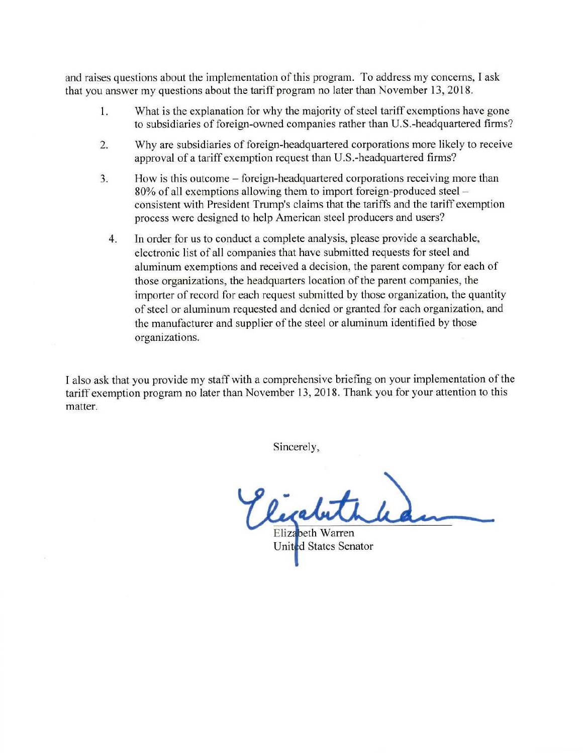and raises questions about the implementation of this program. To address my concerns, I ask that you answer my questions about the tariff program no later than November 13, 2018.

1. What is the explanation for why the majority of steel tariff exemptions have gone to subsidiaries of foreign-owned companies rather than U.S.-headquartered firms?

2. Why are subsidiaries of foreign-headquartered corporations more likely to receive approval of a tariff exemption request than U.S.-headquartered firms?

3. How is this outcome – foreign-headquartered corporations receiving more than 80% of all exemptions allowing them to import foreign-produced steel – consistent with President Trump's claims that the tariffs and the tariff exemption process were designed to help American steel producers and users?

4. In order for us to conduct a complete analysis, please provide a searchable, electronic list of all companies that have submitted requests for steel and aluminum exemptions and received a decision, the parent company for each of those organizations, the headquarters location of the parent companies, the importer of record for each request submitted by those organization, the quantity of steel or aluminum requested and denied or granted for each organization, and the manufacturer and supplier of the steel or aluminum identified by those organizations.

I also ask that you provide my staff with a comprehensive briefing on your implementation of the tariff exemption program no later than November 13, 2018. Thank you for your attention to this matter.

Sincerely,

Elizabeth Warren
United States Senator